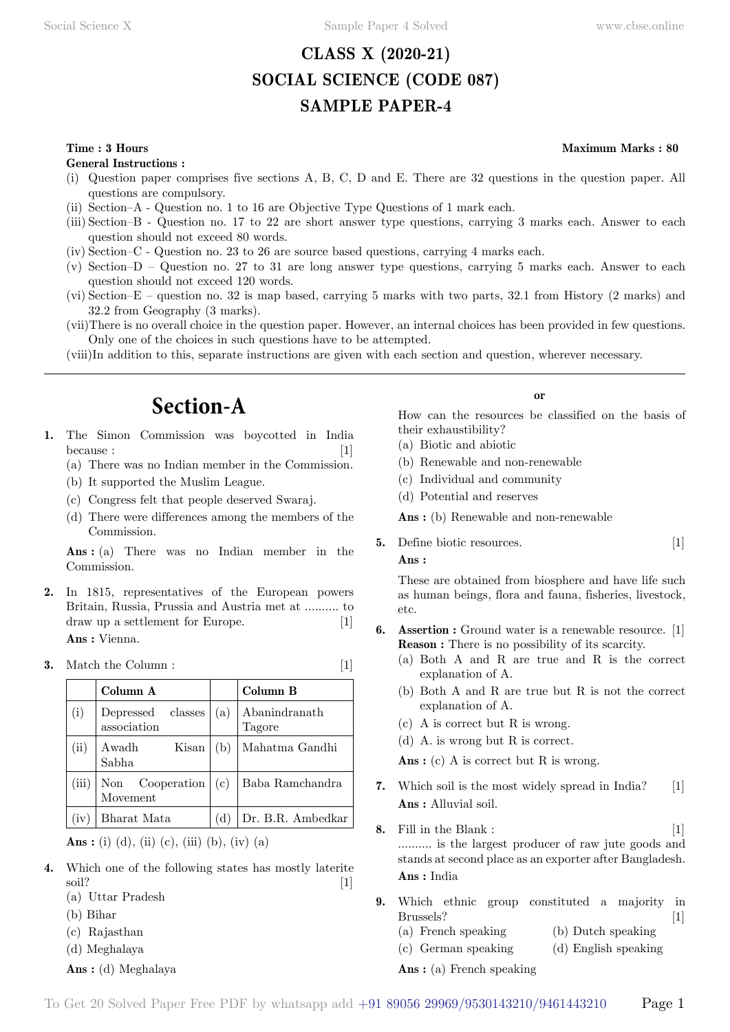# CLASS X (2020-21)
# SOCIAL SCIENCE (CODE 087)
# SAMPLE PAPER-4

**Time : 3 Hours** **Maximum Marks : 80**

**General Instructions :**

(i) Question paper comprises five sections A, B, C, D and E. There are 32 questions in the question paper. All questions are compulsory.
(ii) Section–A - Question no. 1 to 16 are Objective Type Questions of 1 mark each.
(iii) Section–B - Question no. 17 to 22 are short answer type questions, carrying 3 marks each. Answer to each question should not exceed 80 words.
(iv) Section–C - Question no. 23 to 26 are source based questions, carrying 4 marks each.
(v) Section–D – Question no. 27 to 31 are long answer type questions, carrying 5 marks each. Answer to each question should not exceed 120 words.
(vi) Section–E – question no. 32 is map based, carrying 5 marks with two parts, 32.1 from History (2 marks) and 32.2 from Geography (3 marks).
(vii) There is no overall choice in the question paper. However, an internal choices has been provided in few questions. Only one of the choices in such questions have to be attempted.
(viii) In addition to this, separate instructions are given with each section and question, wherever necessary.

---

## Section-A

**1.** The Simon Commission was boycotted in India because : [1]
(a) There was no Indian member in the Commission.
(b) It supported the Muslim League.
(c) Congress felt that people deserved Swaraj.
(d) There were differences among the members of the Commission.

**Ans :** (a) There was no Indian member in the Commission.

**2.** In 1815, representatives of the European powers Britain, Russia, Prussia and Austria met at .......... to draw up a settlement for Europe. [1]

**Ans :** Vienna.

**3.** Match the Column : [1]

| | Column A | | Column B |
|---|---|---|---|
| (i) | Depressed classes association | (a) | Abanindranath Tagore |
| (ii) | Awadh Kisan Sabha | (b) | Mahatma Gandhi |
| (iii) | Non Cooperation Movement | (c) | Baba Ramchandra |
| (iv) | Bharat Mata | (d) | Dr. B.R. Ambedkar |

**Ans :** (i) (d), (ii) (c), (iii) (b), (iv) (a)

**4.** Which one of the following states has mostly laterite soil? [1]
(a) Uttar Pradesh
(b) Bihar
(c) Rajasthan
(d) Meghalaya

**Ans :** (d) Meghalaya

**or**

How can the resources be classified on the basis of their exhaustibility?
(a) Biotic and abiotic
(b) Renewable and non-renewable
(c) Individual and community
(d) Potential and reserves

**Ans :** (b) Renewable and non-renewable

**5.** Define biotic resources. [1]

**Ans :**

These are obtained from biosphere and have life such as human beings, flora and fauna, fisheries, livestock, etc.

**6.** **Assertion :** Ground water is a renewable resource. [1]
**Reason :** There is no possibility of its scarcity.
(a) Both A and R are true and R is the correct explanation of A.
(b) Both A and R are true but R is not the correct explanation of A.
(c) A is correct but R is wrong.
(d) A. is wrong but R is correct.

**Ans :** (c) A is correct but R is wrong.

**7.** Which soil is the most widely spread in India? [1]

**Ans :** Alluvial soil.

**8.** Fill in the Blank : [1]
.......... is the largest producer of raw jute goods and stands at second place as an exporter after Bangladesh.

**Ans :** India

**9.** Which ethnic group constituted a majority in Brussels? [1]
(a) French speaking
(b) Dutch speaking
(c) German speaking
(d) English speaking

**Ans :** (a) French speaking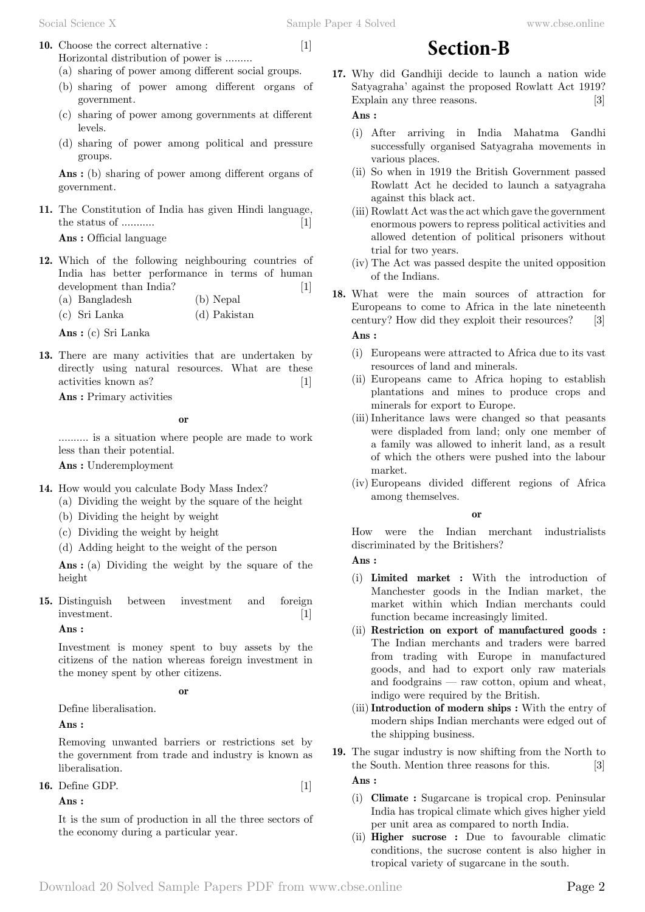**10.** Choose the correct alternative : [1]
Horizontal distribution of power is .........

(a) sharing of power among different social groups.
(b) sharing of power among different organs of government.
(c) sharing of power among governments at different levels.
(d) sharing of power among political and pressure groups.

**Ans :** (b) sharing of power among different organs of government.

**11.** The Constitution of India has given Hindi language, the status of ........... [1]

**Ans :** Official language

**12.** Which of the following neighbouring countries of India has better performance in terms of human development than India? [1]

(a) Bangladesh (b) Nepal
(c) Sri Lanka (d) Pakistan

**Ans :** (c) Sri Lanka

**13.** There are many activities that are undertaken by directly using natural resources. What are these activities known as? [1]

**Ans :** Primary activities

**or**

.......... is a situation where people are made to work less than their potential.

**Ans :** Underemployment

**14.** How would you calculate Body Mass Index?

(a) Dividing the weight by the square of the height
(b) Dividing the height by weight
(c) Dividing the weight by height
(d) Adding height to the weight of the person

**Ans :** (a) Dividing the weight by the square of the height

**15.** Distinguish between investment and foreign investment. [1]

**Ans :**

Investment is money spent to buy assets by the citizens of the nation whereas foreign investment in the money spent by other citizens.

**or**

Define liberalisation.

**Ans :**

Removing unwanted barriers or restrictions set by the government from trade and industry is known as liberalisation.

**16.** Define GDP. [1]

**Ans :**

It is the sum of production in all the three sectors of the economy during a particular year.

# Section-B

**17.** Why did Gandhiji decide to launch a nation wide Satyagraha' against the proposed Rowlatt Act 1919? Explain any three reasons. [3]

**Ans :**

(i) After arriving in India Mahatma Gandhi successfully organised Satyagraha movements in various places.
(ii) So when in 1919 the British Government passed Rowlatt Act he decided to launch a satyagraha against this black act.
(iii) Rowlatt Act was the act which gave the government enormous powers to repress political activities and allowed detention of political prisoners without trial for two years.
(iv) The Act was passed despite the united opposition of the Indians.

**18.** What were the main sources of attraction for Europeans to come to Africa in the late nineteenth century? How did they exploit their resources? [3]

**Ans :**

(i) Europeans were attracted to Africa due to its vast resources of land and minerals.
(ii) Europeans came to Africa hoping to establish plantations and mines to produce crops and minerals for export to Europe.
(iii) Inheritance laws were changed so that peasants were displaded from land; only one member of a family was allowed to inherit land, as a result of which the others were pushed into the labour market.
(iv) Europeans divided different regions of Africa among themselves.

**or**

How were the Indian merchant industrialists discriminated by the Britishers?

**Ans :**

(i) **Limited market :** With the introduction of Manchester goods in the Indian market, the market within which Indian merchants could function became increasingly limited.
(ii) **Restriction on export of manufactured goods :** The Indian merchants and traders were barred from trading with Europe in manufactured goods, and had to export only raw materials and foodgrains — raw cotton, opium and wheat, indigo were required by the British.
(iii) **Introduction of modern ships :** With the entry of modern ships Indian merchants were edged out of the shipping business.

**19.** The sugar industry is now shifting from the North to the South. Mention three reasons for this. [3]

**Ans :**

(i) **Climate :** Sugarcane is tropical crop. Peninsular India has tropical climate which gives higher yield per unit area as compared to north India.
(ii) **Higher sucrose :** Due to favourable climatic conditions, the sucrose content is also higher in tropical variety of sugarcane in the south.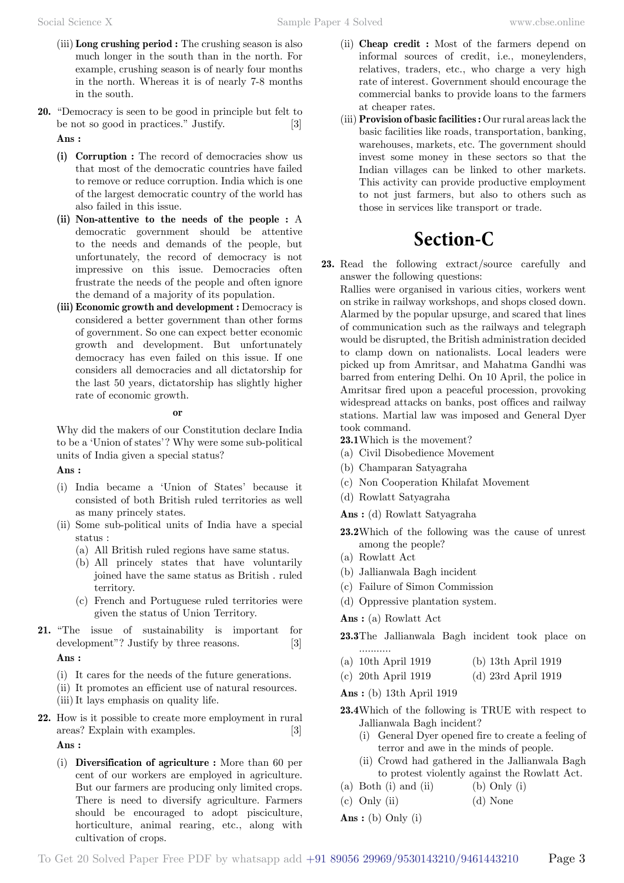(iii) **Long crushing period :** The crushing season is also much longer in the south than in the north. For example, crushing season is of nearly four months in the north. Whereas it is of nearly 7-8 months in the south.

**20.** "Democracy is seen to be good in principle but felt to be not so good in practices." Justify. [3]

**Ans :**

**(i) Corruption :** The record of democracies show us that most of the democratic countries have failed to remove or reduce corruption. India which is one of the largest democratic country of the world has also failed in this issue.

**(ii) Non-attentive to the needs of the people :** A democratic government should be attentive to the needs and demands of the people, but unfortunately, the record of democracy is not impressive on this issue. Democracies often frustrate the needs of the people and often ignore the demand of a majority of its population.

**(iii) Economic growth and development :** Democracy is considered a better government than other forms of government. So one can expect better economic growth and development. But unfortunately democracy has even failed on this issue. If one considers all democracies and all dictatorship for the last 50 years, dictatorship has slightly higher rate of economic growth.

**or**

Why did the makers of our Constitution declare India to be a 'Union of states'? Why were some sub-political units of India given a special status?

**Ans :**

(i) India became a 'Union of States' because it consisted of both British ruled territories as well as many princely states.

(ii) Some sub-political units of India have a special status :
   (a) All British ruled regions have same status.
   (b) All princely states that have voluntarily joined have the same status as British . ruled territory.
   (c) French and Portuguese ruled territories were given the status of Union Territory.

**21.** "The issue of sustainability is important for development"? Justify by three reasons. [3]

**Ans :**

(i) It cares for the needs of the future generations.
(ii) It promotes an efficient use of natural resources.
(iii) It lays emphasis on quality life.

**22.** How is it possible to create more employment in rural areas? Explain with examples. [3]

**Ans :**

(i) **Diversification of agriculture :** More than 60 per cent of our workers are employed in agriculture. But our farmers are producing only limited crops. There is need to diversify agriculture. Farmers should be encouraged to adopt pisciculture, horticulture, animal rearing, etc., along with cultivation of crops.

(ii) **Cheap credit :** Most of the farmers depend on informal sources of credit, i.e., moneylenders, relatives, traders, etc., who charge a very high rate of interest. Government should encourage the commercial banks to provide loans to the farmers at cheaper rates.

(iii) **Provision of basic facilities :** Our rural areas lack the basic facilities like roads, transportation, banking, warehouses, markets, etc. The government should invest some money in these sectors so that the Indian villages can be linked to other markets. This activity can provide productive employment to not just farmers, but also to others such as those in services like transport or trade.

# Section-C

**23.** Read the following extract/source carefully and answer the following questions:

Rallies were organised in various cities, workers went on strike in railway workshops, and shops closed down. Alarmed by the popular upsurge, and scared that lines of communication such as the railways and telegraph would be disrupted, the British administration decided to clamp down on nationalists. Local leaders were picked up from Amritsar, and Mahatma Gandhi was barred from entering Delhi. On 10 April, the police in Amritsar fired upon a peaceful procession, provoking widespread attacks on banks, post offices and railway stations. Martial law was imposed and General Dyer took command.

**23.1** Which is the movement?
(a) Civil Disobedience Movement
(b) Champaran Satyagraha
(c) Non Cooperation Khilafat Movement
(d) Rowlatt Satyagraha

**Ans :** (d) Rowlatt Satyagraha

**23.2** Which of the following was the cause of unrest among the people?
(a) Rowlatt Act
(b) Jallianwala Bagh incident
(c) Failure of Simon Commission
(d) Oppressive plantation system.

**Ans :** (a) Rowlatt Act

**23.3** The Jallianwala Bagh incident took place on ..........
(a) 10th April 1919
(b) 13th April 1919
(c) 20th April 1919
(d) 23rd April 1919

**Ans :** (b) 13th April 1919

**23.4** Which of the following is TRUE with respect to Jallianwala Bagh incident?
   (i) General Dyer opened fire to create a feeling of terror and awe in the minds of people.
   (ii) Crowd had gathered in the Jallianwala Bagh to protest violently against the Rowlatt Act.
(a) Both (i) and (ii)
(b) Only (i)
(c) Only (ii)
(d) None

**Ans :** (b) Only (i)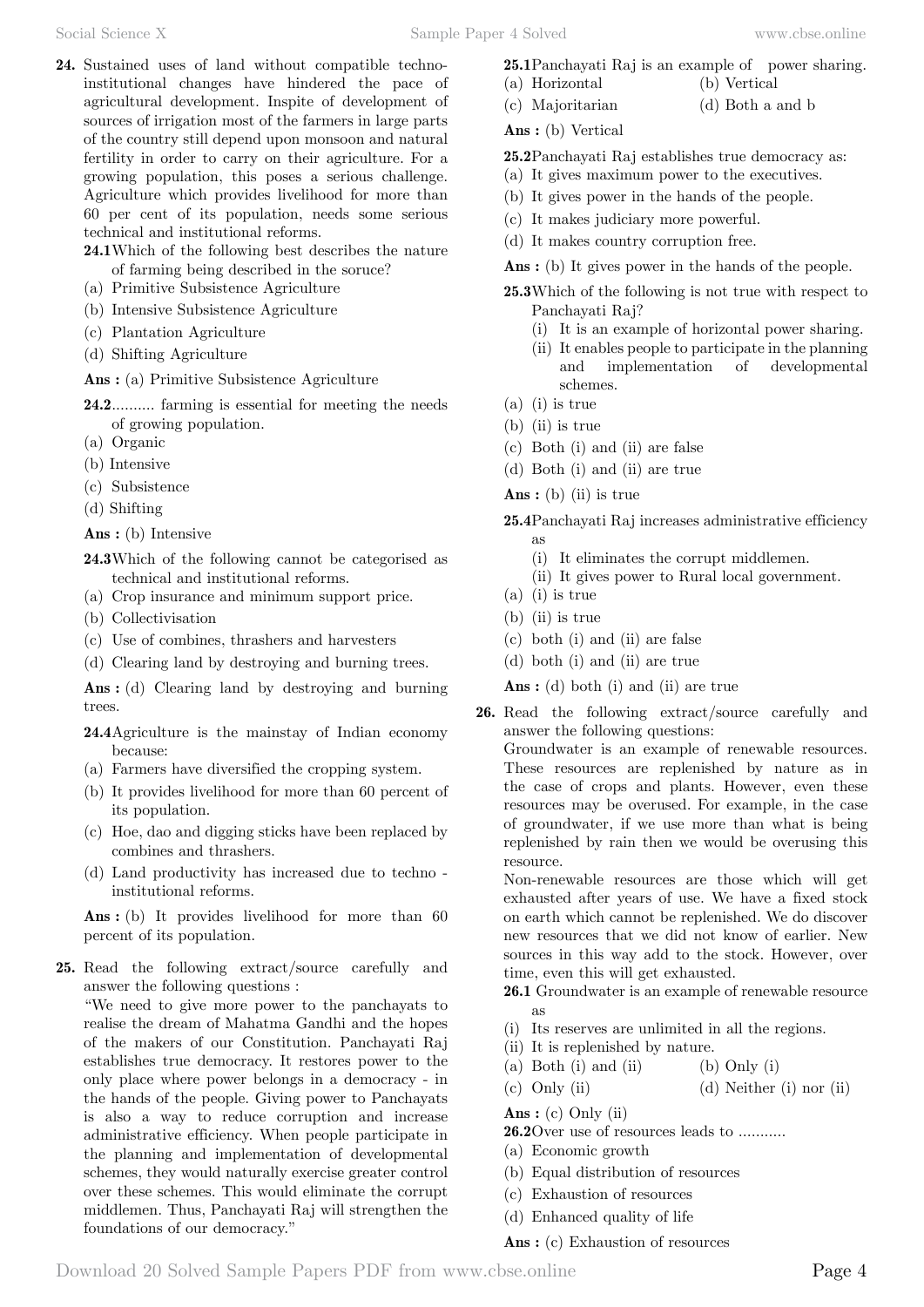**24.** Sustained uses of land without compatible techno-institutional changes have hindered the pace of agricultural development. Inspite of development of sources of irrigation most of the farmers in large parts of the country still depend upon monsoon and natural fertility in order to carry on their agriculture. For a growing population, this poses a serious challenge. Agriculture which provides livelihood for more than 60 per cent of its population, needs some serious technical and institutional reforms.

**24.1** Which of the following best describes the nature of farming being described in the soruce?

(a) Primitive Subsistence Agriculture
(b) Intensive Subsistence Agriculture
(c) Plantation Agriculture
(d) Shifting Agriculture

**Ans :** (a) Primitive Subsistence Agriculture

**24.2** .......... farming is essential for meeting the needs of growing population.

(a) Organic
(b) Intensive
(c) Subsistence
(d) Shifting

**Ans :** (b) Intensive

**24.3** Which of the following cannot be categorised as technical and institutional reforms.

(a) Crop insurance and minimum support price.
(b) Collectivisation
(c) Use of combines, thrashers and harvesters
(d) Clearing land by destroying and burning trees.

**Ans :** (d) Clearing land by destroying and burning trees.

**24.4** Agriculture is the mainstay of Indian economy because:

(a) Farmers have diversified the cropping system.
(b) It provides livelihood for more than 60 percent of its population.
(c) Hoe, dao and digging sticks have been replaced by combines and thrashers.
(d) Land productivity has increased due to techno - institutional reforms.

**Ans :** (b) It provides livelihood for more than 60 percent of its population.

**25.** Read the following extract/source carefully and answer the following questions :

"We need to give more power to the panchayats to realise the dream of Mahatma Gandhi and the hopes of the makers of our Constitution. Panchayati Raj establishes true democracy. It restores power to the only place where power belongs in a democracy - in the hands of the people. Giving power to Panchayats is also a way to reduce corruption and increase administrative efficiency. When people participate in the planning and implementation of developmental schemes, they would naturally exercise greater control over these schemes. This would eliminate the corrupt middlemen. Thus, Panchayati Raj will strengthen the foundations of our democracy."

**25.1** Panchayati Raj is an example of power sharing.

(a) Horizontal
(b) Vertical
(c) Majoritarian
(d) Both a and b

**Ans :** (b) Vertical

**25.2** Panchayati Raj establishes true democracy as:

(a) It gives maximum power to the executives.
(b) It gives power in the hands of the people.
(c) It makes judiciary more powerful.
(d) It makes country corruption free.

**Ans :** (b) It gives power in the hands of the people.

**25.3** Which of the following is not true with respect to Panchayati Raj?

(i) It is an example of horizontal power sharing.
(ii) It enables people to participate in the planning and implementation of developmental schemes.

(a) (i) is true
(b) (ii) is true
(c) Both (i) and (ii) are false
(d) Both (i) and (ii) are true

**Ans :** (b) (ii) is true

**25.4** Panchayati Raj increases administrative efficiency as

(i) It eliminates the corrupt middlemen.
(ii) It gives power to Rural local government.

(a) (i) is true
(b) (ii) is true
(c) both (i) and (ii) are false
(d) both (i) and (ii) are true

**Ans :** (d) both (i) and (ii) are true

**26.** Read the following extract/source carefully and answer the following questions:

Groundwater is an example of renewable resources. These resources are replenished by nature as in the case of crops and plants. However, even these resources may be overused. For example, in the case of groundwater, if we use more than what is being replenished by rain then we would be overusing this resource.

Non-renewable resources are those which will get exhausted after years of use. We have a fixed stock on earth which cannot be replenished. We do discover new resources that we did not know of earlier. New sources in this way add to the stock. However, over time, even this will get exhausted.

**26.1** Groundwater is an example of renewable resource as

(i) Its reserves are unlimited in all the regions.
(ii) It is replenished by nature.

(a) Both (i) and (ii)
(b) Only (i)
(c) Only (ii)
(d) Neither (i) nor (ii)

**Ans :** (c) Only (ii)

**26.2** Over use of resources leads to ...........

(a) Economic growth
(b) Equal distribution of resources
(c) Exhaustion of resources
(d) Enhanced quality of life

**Ans :** (c) Exhaustion of resources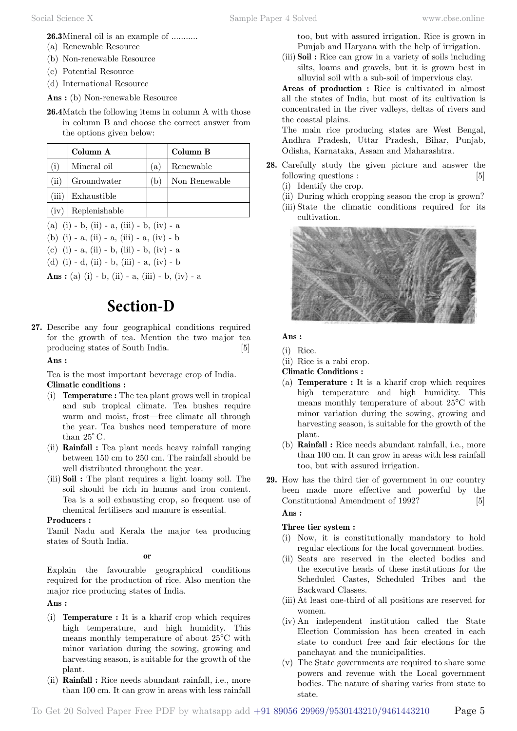**26.3** Mineral oil is an example of ...........

(a) Renewable Resource
(b) Non-renewable Resource
(c) Potential Resource
(d) International Resource

**Ans :** (b) Non-renewable Resource

**26.4** Match the following items in column A with those in column B and choose the correct answer from the options given below:

| | Column A | | Column B |
|---|---|---|---|
| (i) | Mineral oil | (a) | Renewable |
| (ii) | Groundwater | (b) | Non Renewable |
| (iii) | Exhaustible | | |
| (iv) | Replenishable | | |

(a) (i) - b, (ii) - a, (iii) - b, (iv) - a
(b) (i) - a, (ii) - a, (iii) - a, (iv) - b
(c) (i) - a, (ii) - b, (iii) - b, (iv) - a
(d) (i) - d, (ii) - b, (iii) - a, (iv) - b

**Ans :** (a) (i) - b, (ii) - a, (iii) - b, (iv) - a

# Section-D

**27.** Describe any four geographical conditions required for the growth of tea. Mention the two major tea producing states of South India. [5]

**Ans :**

Tea is the most important beverage crop of India.

**Climatic conditions :**

(i) **Temperature :** The tea plant grows well in tropical and sub tropical climate. Tea bushes require warm and moist, frost—free climate all through the year. Tea bushes need temperature of more than 25° C.
(ii) **Rainfall :** Tea plant needs heavy rainfall ranging between 150 cm to 250 cm. The rainfall should be well distributed throughout the year.
(iii) **Soil :** The plant requires a light loamy soil. The soil should be rich in humus and iron content. Tea is a soil exhausting crop, so frequent use of chemical fertilisers and manure is essential.

**Producers :**

Tamil Nadu and Kerala the major tea producing states of South India.

**or**

Explain the favourable geographical conditions required for the production of rice. Also mention the major rice producing states of India.

**Ans :**

(i) **Temperature :** It is a kharif crop which requires high temperature, and high humidity. This means monthly temperature of about 25°C with minor variation during the sowing, growing and harvesting season, is suitable for the growth of the plant.
(ii) **Rainfall :** Rice needs abundant rainfall, i.e., more than 100 cm. It can grow in areas with less rainfall too, but with assured irrigation. Rice is grown in Punjab and Haryana with the help of irrigation.
(iii) **Soil :** Rice can grow in a variety of soils including silts, loams and gravels, but it is grown best in alluvial soil with a sub-soil of impervious clay.

**Areas of production :** Rice is cultivated in almost all the states of India, but most of its cultivation is concentrated in the river valleys, deltas of rivers and the coastal plains.

The main rice producing states are West Bengal, Andhra Pradesh, Uttar Pradesh, Bihar, Punjab, Odisha, Karnataka, Assam and Maharashtra.

**28.** Carefully study the given picture and answer the following questions : [5]

(i) Identify the crop.
(ii) During which cropping season the crop is grown?
(iii) State the climatic conditions required for its cultivation.

**Ans :**

(i) Rice.
(ii) Rice is a rabi crop.

**Climatic Conditions :**

(a) **Temperature :** It is a kharif crop which requires high temperature and high humidity. This means monthly temperature of about 25°C with minor variation during the sowing, growing and harvesting season, is suitable for the growth of the plant.
(b) **Rainfall :** Rice needs abundant rainfall, i.e., more than 100 cm. It can grow in areas with less rainfall too, but with assured irrigation.

**29.** How has the third tier of government in our country been made more effective and powerful by the Constitutional Amendment of 1992? [5]

**Ans :**

**Three tier system :**

(i) Now, it is constitutionally mandatory to hold regular elections for the local government bodies.
(ii) Seats are reserved in the elected bodies and the executive heads of these institutions for the Scheduled Castes, Scheduled Tribes and the Backward Classes.
(iii) At least one-third of all positions are reserved for women.
(iv) An independent institution called the State Election Commission has been created in each state to conduct free and fair elections for the panchayat and the municipalities.
(v) The State governments are required to share some powers and revenue with the Local government bodies. The nature of sharing varies from state to state.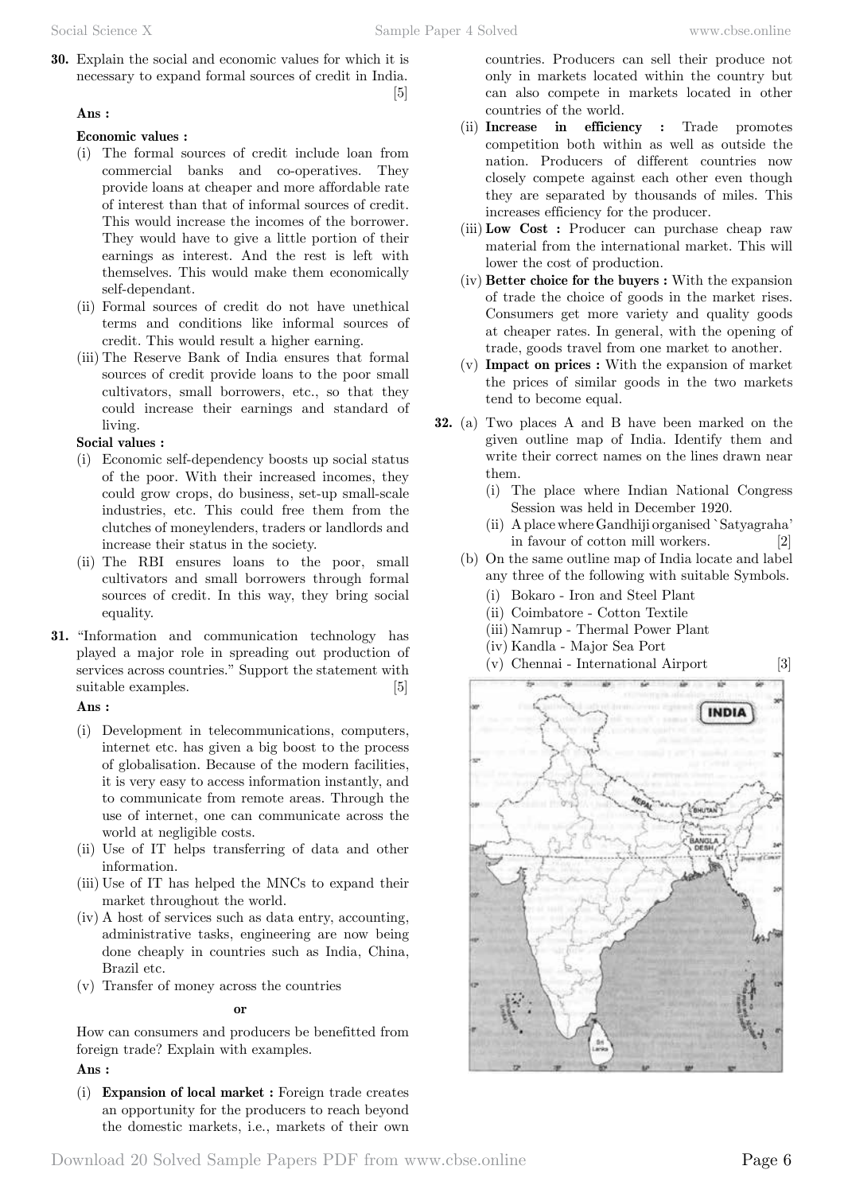**30.** Explain the social and economic values for which it is necessary to expand formal sources of credit in India. [5]

**Ans :**

**Economic values :**

(i) The formal sources of credit include loan from commercial banks and co-operatives. They provide loans at cheaper and more affordable rate of interest than that of informal sources of credit. This would increase the incomes of the borrower. They would have to give a little portion of their earnings as interest. And the rest is left with themselves. This would make them economically self-dependant.

(ii) Formal sources of credit do not have unethical terms and conditions like informal sources of credit. This would result a higher earning.

(iii) The Reserve Bank of India ensures that formal sources of credit provide loans to the poor small cultivators, small borrowers, etc., so that they could increase their earnings and standard of living.

**Social values :**

(i) Economic self-dependency boosts up social status of the poor. With their increased incomes, they could grow crops, do business, set-up small-scale industries, etc. This could free them from the clutches of moneylenders, traders or landlords and increase their status in the society.

(ii) The RBI ensures loans to the poor, small cultivators and small borrowers through formal sources of credit. In this way, they bring social equality.

**31.** "Information and communication technology has played a major role in spreading out production of services across countries." Support the statement with suitable examples. [5]

**Ans :**

(i) Development in telecommunications, computers, internet etc. has given a big boost to the process of globalisation. Because of the modern facilities, it is very easy to access information instantly, and to communicate from remote areas. Through the use of internet, one can communicate across the world at negligible costs.

(ii) Use of IT helps transferring of data and other information.

(iii) Use of IT has helped the MNCs to expand their market throughout the world.

(iv) A host of services such as data entry, accounting, administrative tasks, engineering are now being done cheaply in countries such as India, China, Brazil etc.

(v) Transfer of money across the countries

**or**

How can consumers and producers be benefitted from foreign trade? Explain with examples.

**Ans :**

(i) **Expansion of local market :** Foreign trade creates an opportunity for the producers to reach beyond the domestic markets, i.e., markets of their own countries. Producers can sell their produce not only in markets located within the country but can also compete in markets located in other countries of the world.

(ii) **Increase in efficiency :** Trade promotes competition both within as well as outside the nation. Producers of different countries now closely compete against each other even though they are separated by thousands of miles. This increases efficiency for the producer.

(iii) **Low Cost :** Producer can purchase cheap raw material from the international market. This will lower the cost of production.

(iv) **Better choice for the buyers :** With the expansion of trade the choice of goods in the market rises. Consumers get more variety and quality goods at cheaper rates. In general, with the opening of trade, goods travel from one market to another.

(v) **Impact on prices :** With the expansion of market the prices of similar goods in the two markets tend to become equal.

**32.** (a) Two places A and B have been marked on the given outline map of India. Identify them and write their correct names on the lines drawn near them.

(i) The place where Indian National Congress Session was held in December 1920.

(ii) A place where Gandhiji organised `Satyagraha' in favour of cotton mill workers. [2]

(b) On the same outline map of India locate and label any three of the following with suitable Symbols.

(i) Bokaro - Iron and Steel Plant

(ii) Coimbatore - Cotton Textile

(iii) Namrup - Thermal Power Plant

(iv) Kandla - Major Sea Port

(v) Chennai - International Airport [3]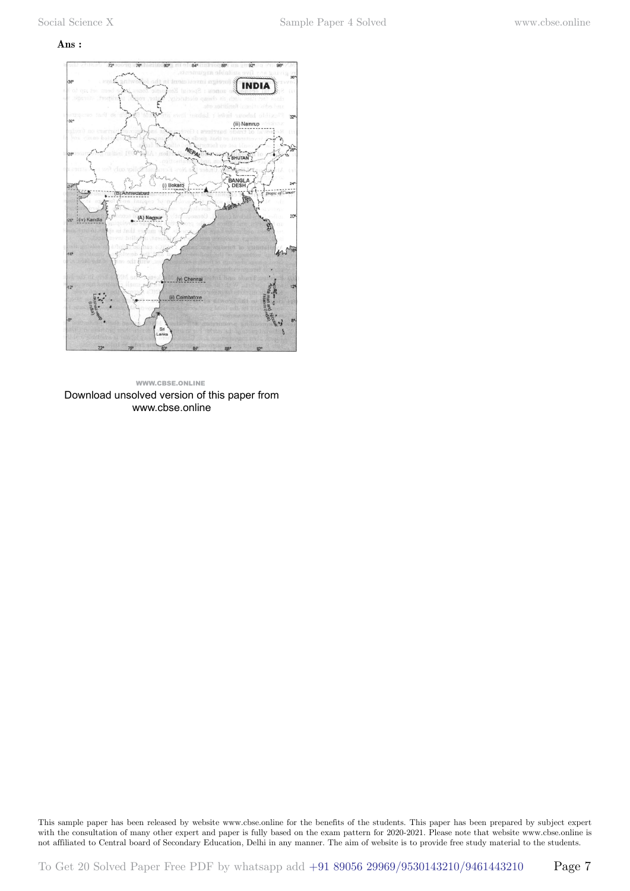**Ans :**

INDIA

(iii) Namrup

NEPAL

BHUTAN

BANGLA DESH

(i) Bokaro

(B) Ahmedabad

Tropic of Cancer

(iv) Kandla

(A) Nagpur

(v) Chennai

(ii) Coimbatore

Sri Lanka

Lakshadweep (India)

Andaman and Nicobar Islands (India)

WWW.CBSE.ONLINE

Download unsolved version of this paper from www.cbse.online

This sample paper has been released by website www.cbse.online for the benefits of the students. This paper has been prepared by subject expert with the consultation of many other expert and paper is fully based on the exam pattern for 2020-2021. Please note that website www.cbse.online is not affiliated to Central board of Secondary Education, Delhi in any manner. The aim of website is to provide free study material to the students.